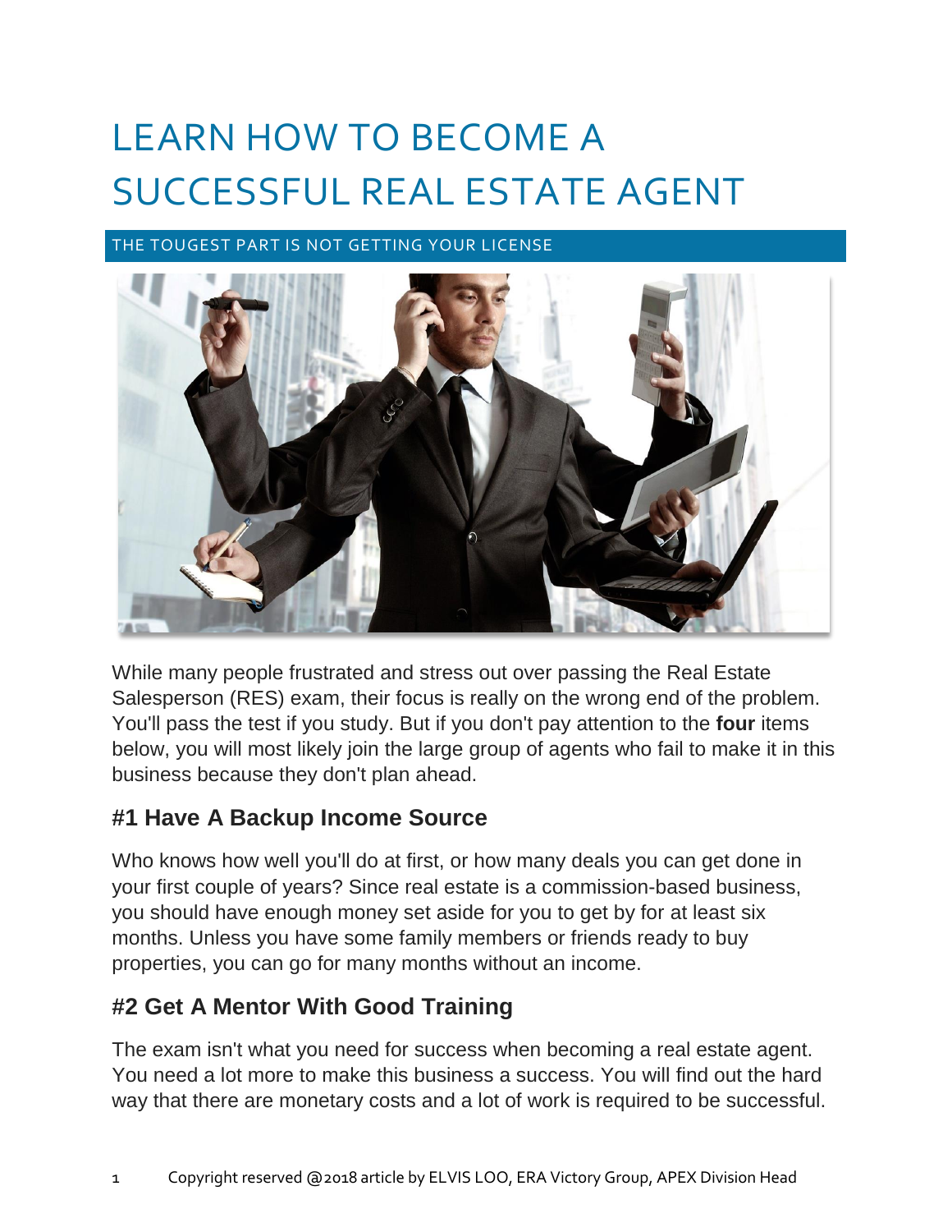# LEARN HOW TO BECOME A SUCCESSFUL REAL ESTATE AGENT

THE TOUGEST PART IS NOT GETTING YOUR LICENSE

While many people frustrated and stress out over passing the Real Estate Salesperson (RES) exam, their focus is really on the wrong end of the problem. You'll pass the test if you study. But if you don't pay attention to the **four** items below, you will most likely join the large group of agents who fail to make it in this business because they don't plan ahead.

## #1 Have A Backup Income Source

Who knows how well you'll do at first, or how many deals you can get done in your first couple of years? Since real estate is a commission-based business, you should have enough money set aside for you to get by for at least six months. Unless you have some family members or friends ready to buy properties, you can go for many months without an income.

## #2 Get A Mentor With Good Training

The exam isn't what you need for success when becoming a real estate agent. You need a lot more to make this business a success. You will find out the hard way that there are monetary costs and a lot of work is required to be successful.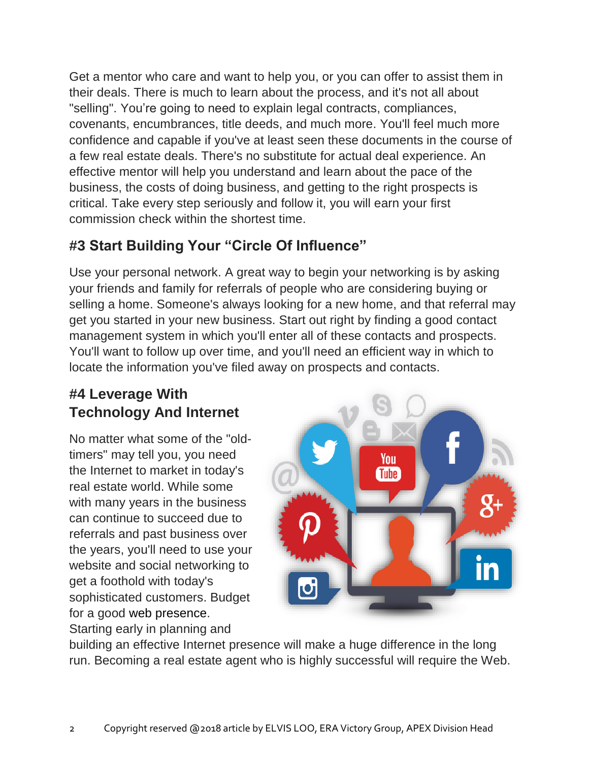Get a mentor who care and want to help you, or you can offer to assist them in their deals. There is much to learn about the process, and it's not all about "selling". You're going to need to explain legal contracts, compliances, covenants, encumbrances, title deeds, and much more. You'll feel much more confidence and capable if you've at least seen these documents in the course of a few real estate deals. There's no substitute for actual deal experience. An effective mentor will help you understand and learn about the pace of the business, the costs of doing business, and getting to the right prospects is critical. Take every step seriously and follow it, you will earn your first commission check within the shortest time.

## #3 Start Building Your "Circle Of Influence"

Use your personal network. A great way to begin your networking is by asking your friends and family for referrals of people who are considering buying or selling a home. Someone's always looking for a new home, and that referral may get you started in your new business. Start out right by finding a good contact management system in which you'll enter all of these contacts and prospects. You'll want to follow up over time, and you'll need an efficient way in which to locate the information you've filed away on prospects and contacts.

## #4 Leverage With Technology And Internet

No matter what some of the "old-timers" may tell you, you need the Internet to market in today's real estate world. While some with many years in the business can continue to succeed due to referrals and past business over the years, you'll need to use your website and social networking to get a foothold with today's sophisticated customers. Budget for a good web presence. Starting early in planning and building an effective Internet presence will make a huge difference in the long run. Becoming a real estate agent who is highly successful will require the Web.

Copyright reserved @2018 article by ELVIS LOO, ERA Victory Group, APEX Division Head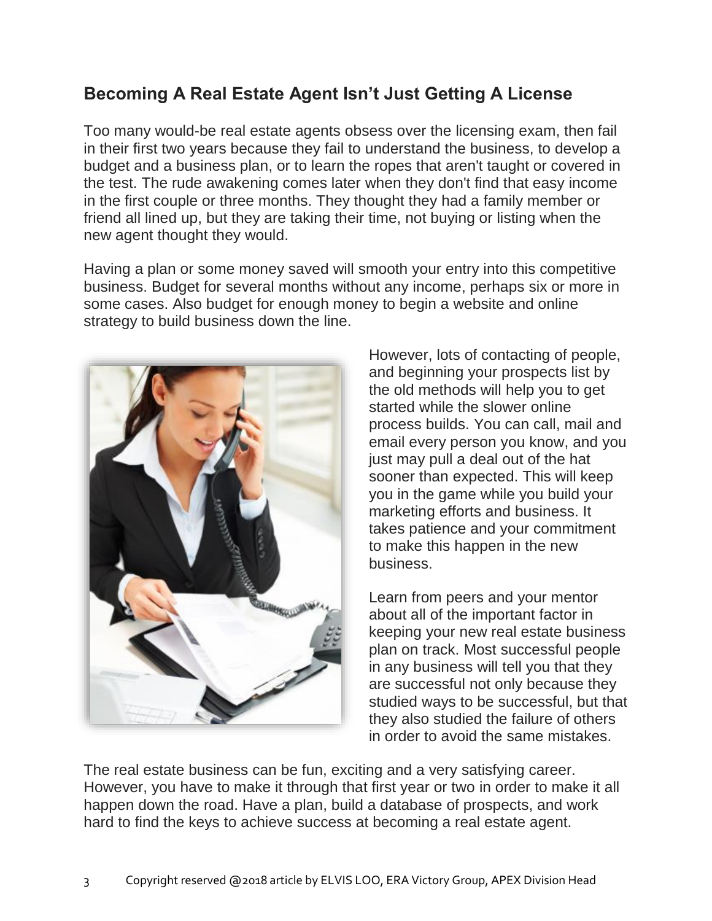## Becoming A Real Estate Agent Isn't Just Getting A License

Too many would-be real estate agents obsess over the licensing exam, then fail in their first two years because they fail to understand the business, to develop a budget and a business plan, or to learn the ropes that aren't taught or covered in the test. The rude awakening comes later when they don't find that easy income in the first couple or three months. They thought they had a family member or friend all lined up, but they are taking their time, not buying or listing when the new agent thought they would.

Having a plan or some money saved will smooth your entry into this competitive business. Budget for several months without any income, perhaps six or more in some cases. Also budget for enough money to begin a website and online strategy to build business down the line.

However, lots of contacting of people, and beginning your prospects list by the old methods will help you to get started while the slower online process builds. You can call, mail and email every person you know, and you just may pull a deal out of the hat sooner than expected. This will keep you in the game while you build your marketing efforts and business. It takes patience and your commitment to make this happen in the new business.

Learn from peers and your mentor about all of the important factor in keeping your new real estate business plan on track. Most successful people in any business will tell you that they are successful not only because they studied ways to be successful, but that they also studied the failure of others in order to avoid the same mistakes.

The real estate business can be fun, exciting and a very satisfying career. However, you have to make it through that first year or two in order to make it all happen down the road. Have a plan, build a database of prospects, and work hard to find the keys to achieve success at becoming a real estate agent.